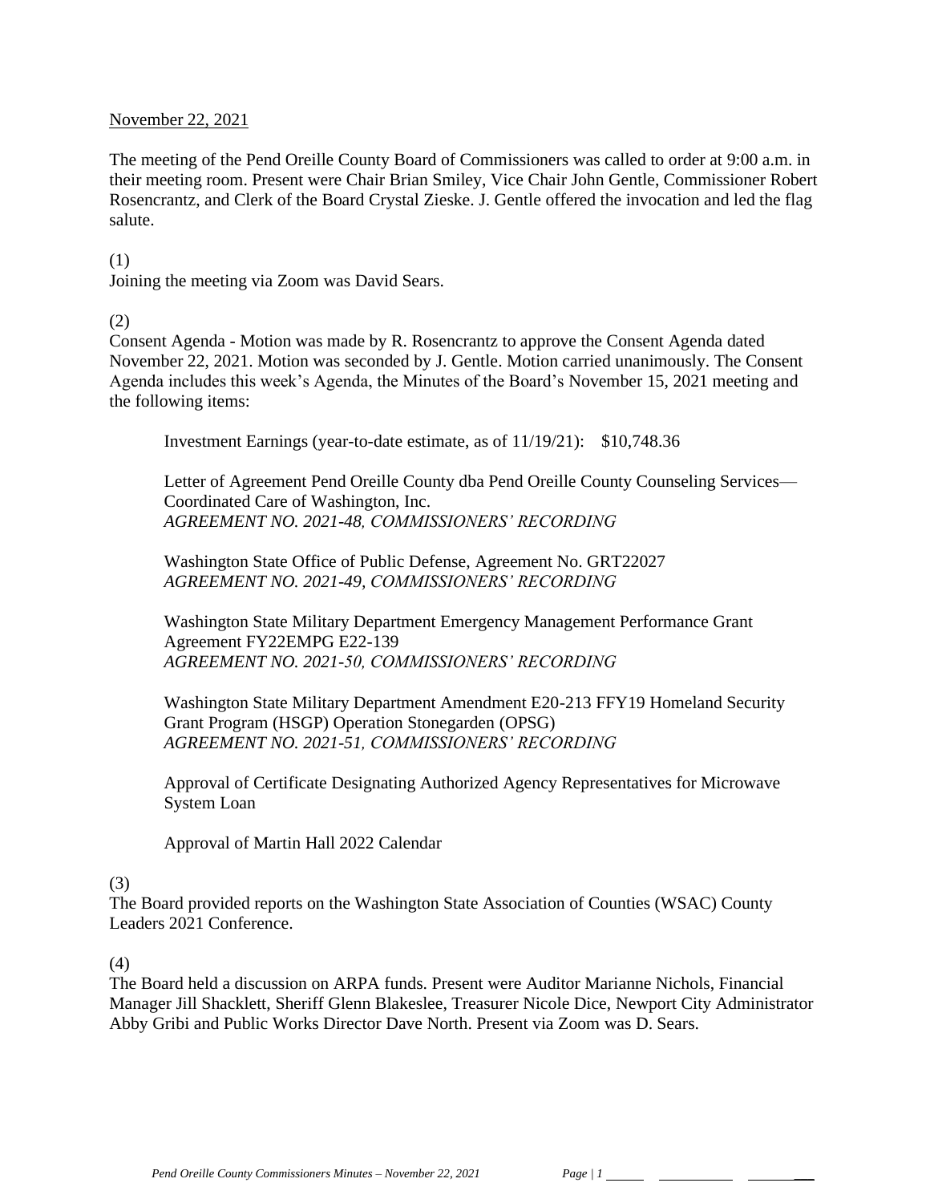November 22, 2021

The meeting of the Pend Oreille County Board of Commissioners was called to order at 9:00 a.m. in their meeting room. Present were Chair Brian Smiley, Vice Chair John Gentle, Commissioner Robert Rosencrantz, and Clerk of the Board Crystal Zieske. J. Gentle offered the invocation and led the flag salute.

(1)
Joining the meeting via Zoom was David Sears.

(2)
Consent Agenda - Motion was made by R. Rosencrantz to approve the Consent Agenda dated November 22, 2021. Motion was seconded by J. Gentle. Motion carried unanimously. The Consent Agenda includes this week's Agenda, the Minutes of the Board's November 15, 2021 meeting and the following items:

> Investment Earnings (year-to-date estimate, as of 11/19/21): $10,748.36
>
> Letter of Agreement Pend Oreille County dba Pend Oreille County Counseling Services—Coordinated Care of Washington, Inc.
> *AGREEMENT NO. 2021-48, COMMISSIONERS' RECORDING*
>
> Washington State Office of Public Defense, Agreement No. GRT22027
> *AGREEMENT NO. 2021-49, COMMISSIONERS' RECORDING*
>
> Washington State Military Department Emergency Management Performance Grant Agreement FY22EMPG E22-139
> *AGREEMENT NO. 2021-50, COMMISSIONERS' RECORDING*
>
> Washington State Military Department Amendment E20-213 FFY19 Homeland Security Grant Program (HSGP) Operation Stonegarden (OPSG)
> *AGREEMENT NO. 2021-51, COMMISSIONERS' RECORDING*
>
> Approval of Certificate Designating Authorized Agency Representatives for Microwave System Loan
>
> Approval of Martin Hall 2022 Calendar

(3)
The Board provided reports on the Washington State Association of Counties (WSAC) County Leaders 2021 Conference.

(4)
The Board held a discussion on ARPA funds. Present were Auditor Marianne Nichols, Financial Manager Jill Shacklett, Sheriff Glenn Blakeslee, Treasurer Nicole Dice, Newport City Administrator Abby Gribi and Public Works Director Dave North. Present via Zoom was D. Sears.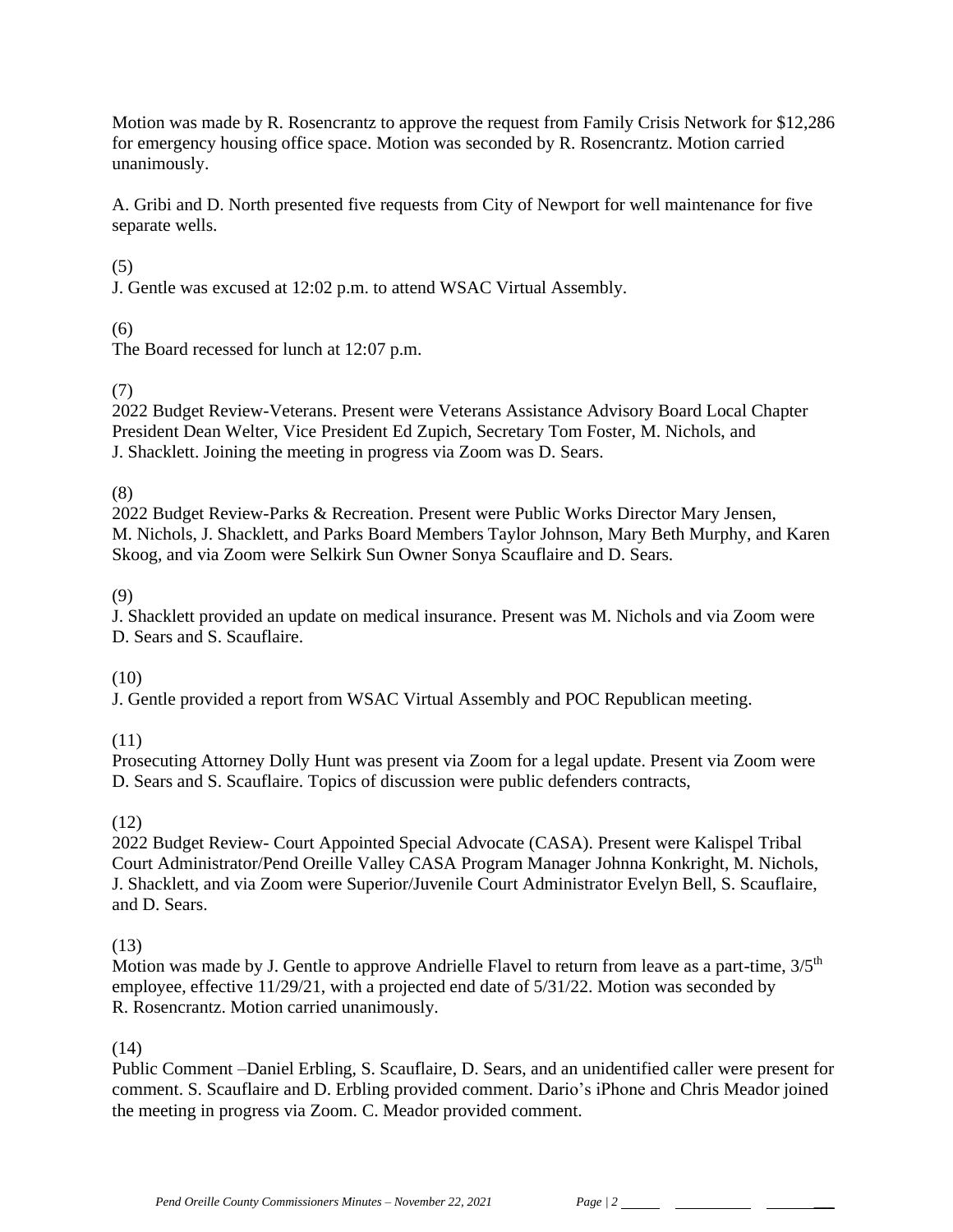Motion was made by R. Rosencrantz to approve the request from Family Crisis Network for $12,286 for emergency housing office space. Motion was seconded by R. Rosencrantz. Motion carried unanimously.

A. Gribi and D. North presented five requests from City of Newport for well maintenance for five separate wells.

(5)
J. Gentle was excused at 12:02 p.m. to attend WSAC Virtual Assembly.

(6)
The Board recessed for lunch at 12:07 p.m.

(7)
2022 Budget Review-Veterans. Present were Veterans Assistance Advisory Board Local Chapter President Dean Welter, Vice President Ed Zupich, Secretary Tom Foster, M. Nichols, and J. Shacklett. Joining the meeting in progress via Zoom was D. Sears.

(8)
2022 Budget Review-Parks & Recreation. Present were Public Works Director Mary Jensen, M. Nichols, J. Shacklett, and Parks Board Members Taylor Johnson, Mary Beth Murphy, and Karen Skoog, and via Zoom were Selkirk Sun Owner Sonya Scauflaire and D. Sears.

(9)
J. Shacklett provided an update on medical insurance. Present was M. Nichols and via Zoom were D. Sears and S. Scauflaire.

(10)
J. Gentle provided a report from WSAC Virtual Assembly and POC Republican meeting.

(11)
Prosecuting Attorney Dolly Hunt was present via Zoom for a legal update. Present via Zoom were D. Sears and S. Scauflaire. Topics of discussion were public defenders contracts,

(12)
2022 Budget Review- Court Appointed Special Advocate (CASA). Present were Kalispel Tribal Court Administrator/Pend Oreille Valley CASA Program Manager Johnna Konkright, M. Nichols, J. Shacklett, and via Zoom were Superior/Juvenile Court Administrator Evelyn Bell, S. Scauflaire, and D. Sears.

(13)
Motion was made by J. Gentle to approve Andrielle Flavel to return from leave as a part-time, 3/5th employee, effective 11/29/21, with a projected end date of 5/31/22. Motion was seconded by R. Rosencrantz. Motion carried unanimously.

(14)
Public Comment –Daniel Erbling, S. Scauflaire, D. Sears, and an unidentified caller were present for comment. S. Scauflaire and D. Erbling provided comment. Dario's iPhone and Chris Meador joined the meeting in progress via Zoom. C. Meador provided comment.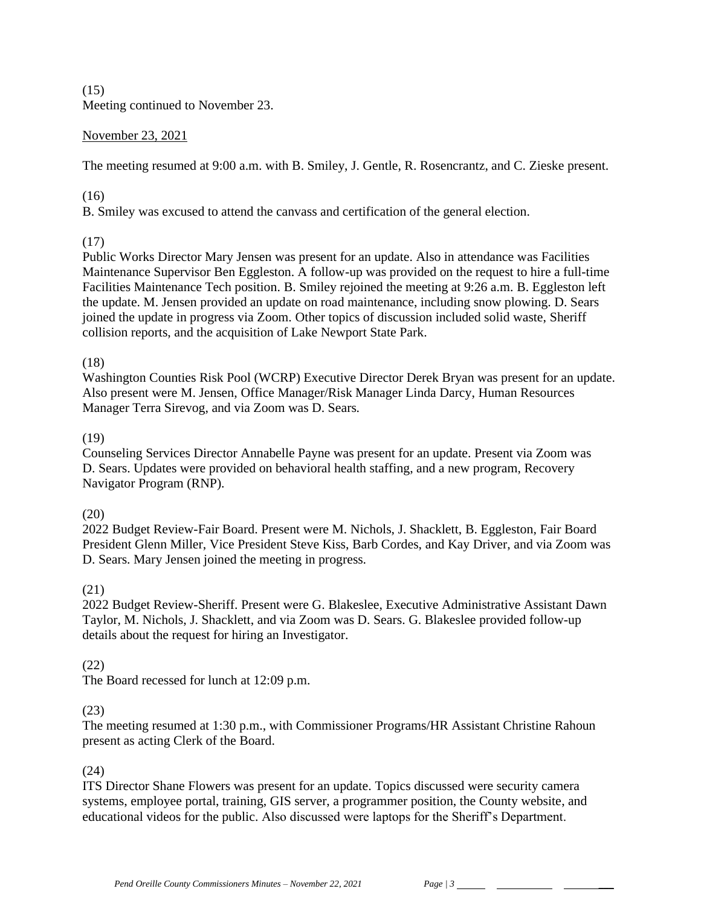(15)
Meeting continued to November 23.

November 23, 2021

The meeting resumed at 9:00 a.m. with B. Smiley, J. Gentle, R. Rosencrantz, and C. Zieske present.

(16)
B. Smiley was excused to attend the canvass and certification of the general election.

(17)
Public Works Director Mary Jensen was present for an update. Also in attendance was Facilities Maintenance Supervisor Ben Eggleston. A follow-up was provided on the request to hire a full-time Facilities Maintenance Tech position. B. Smiley rejoined the meeting at 9:26 a.m. B. Eggleston left the update. M. Jensen provided an update on road maintenance, including snow plowing. D. Sears joined the update in progress via Zoom. Other topics of discussion included solid waste, Sheriff collision reports, and the acquisition of Lake Newport State Park.

(18)
Washington Counties Risk Pool (WCRP) Executive Director Derek Bryan was present for an update. Also present were M. Jensen, Office Manager/Risk Manager Linda Darcy, Human Resources Manager Terra Sirevog, and via Zoom was D. Sears.

(19)
Counseling Services Director Annabelle Payne was present for an update. Present via Zoom was D. Sears. Updates were provided on behavioral health staffing, and a new program, Recovery Navigator Program (RNP).

(20)
2022 Budget Review-Fair Board. Present were M. Nichols, J. Shacklett, B. Eggleston, Fair Board President Glenn Miller, Vice President Steve Kiss, Barb Cordes, and Kay Driver, and via Zoom was D. Sears. Mary Jensen joined the meeting in progress.

(21)
2022 Budget Review-Sheriff. Present were G. Blakeslee, Executive Administrative Assistant Dawn Taylor, M. Nichols, J. Shacklett, and via Zoom was D. Sears. G. Blakeslee provided follow-up details about the request for hiring an Investigator.

(22)
The Board recessed for lunch at 12:09 p.m.

(23)
The meeting resumed at 1:30 p.m., with Commissioner Programs/HR Assistant Christine Rahoun present as acting Clerk of the Board.

(24)
ITS Director Shane Flowers was present for an update. Topics discussed were security camera systems, employee portal, training, GIS server, a programmer position, the County website, and educational videos for the public. Also discussed were laptops for the Sheriff's Department.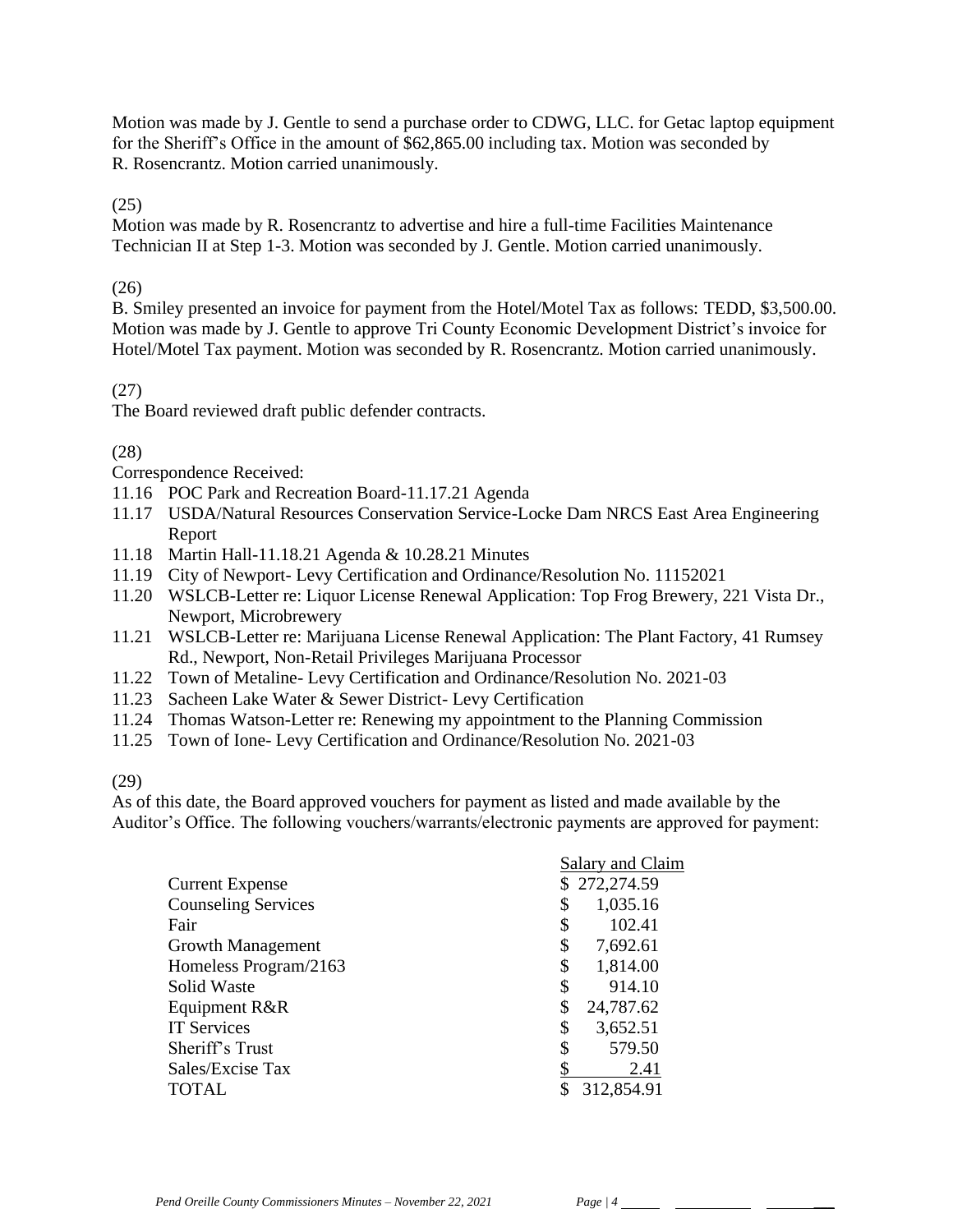Motion was made by J. Gentle to send a purchase order to CDWG, LLC. for Getac laptop equipment for the Sheriff's Office in the amount of $62,865.00 including tax. Motion was seconded by R. Rosencrantz. Motion carried unanimously.

(25)

Motion was made by R. Rosencrantz to advertise and hire a full-time Facilities Maintenance Technician II at Step 1-3. Motion was seconded by J. Gentle. Motion carried unanimously.

(26)

B. Smiley presented an invoice for payment from the Hotel/Motel Tax as follows: TEDD, $3,500.00. Motion was made by J. Gentle to approve Tri County Economic Development District's invoice for Hotel/Motel Tax payment. Motion was seconded by R. Rosencrantz. Motion carried unanimously.

(27)

The Board reviewed draft public defender contracts.

(28)

Correspondence Received:

- 11.16 POC Park and Recreation Board-11.17.21 Agenda
- 11.17 USDA/Natural Resources Conservation Service-Locke Dam NRCS East Area Engineering Report
- 11.18 Martin Hall-11.18.21 Agenda & 10.28.21 Minutes
- 11.19 City of Newport- Levy Certification and Ordinance/Resolution No. 11152021
- 11.20 WSLCB-Letter re: Liquor License Renewal Application: Top Frog Brewery, 221 Vista Dr., Newport, Microbrewery
- 11.21 WSLCB-Letter re: Marijuana License Renewal Application: The Plant Factory, 41 Rumsey Rd., Newport, Non-Retail Privileges Marijuana Processor
- 11.22 Town of Metaline- Levy Certification and Ordinance/Resolution No. 2021-03
- 11.23 Sacheen Lake Water & Sewer District- Levy Certification
- 11.24 Thomas Watson-Letter re: Renewing my appointment to the Planning Commission
- 11.25 Town of Ione- Levy Certification and Ordinance/Resolution No. 2021-03

(29)

As of this date, the Board approved vouchers for payment as listed and made available by the Auditor's Office. The following vouchers/warrants/electronic payments are approved for payment:

| | Salary and Claim |
|---|---|
| Current Expense | $ 272,274.59 |
| Counseling Services | $ 1,035.16 |
| Fair | $ 102.41 |
| Growth Management | $ 7,692.61 |
| Homeless Program/2163 | $ 1,814.00 |
| Solid Waste | $ 914.10 |
| Equipment R&R | $ 24,787.62 |
| IT Services | $ 3,652.51 |
| Sheriff's Trust | $ 579.50 |
| Sales/Excise Tax | $ 2.41 |
| TOTAL | $ 312,854.91 |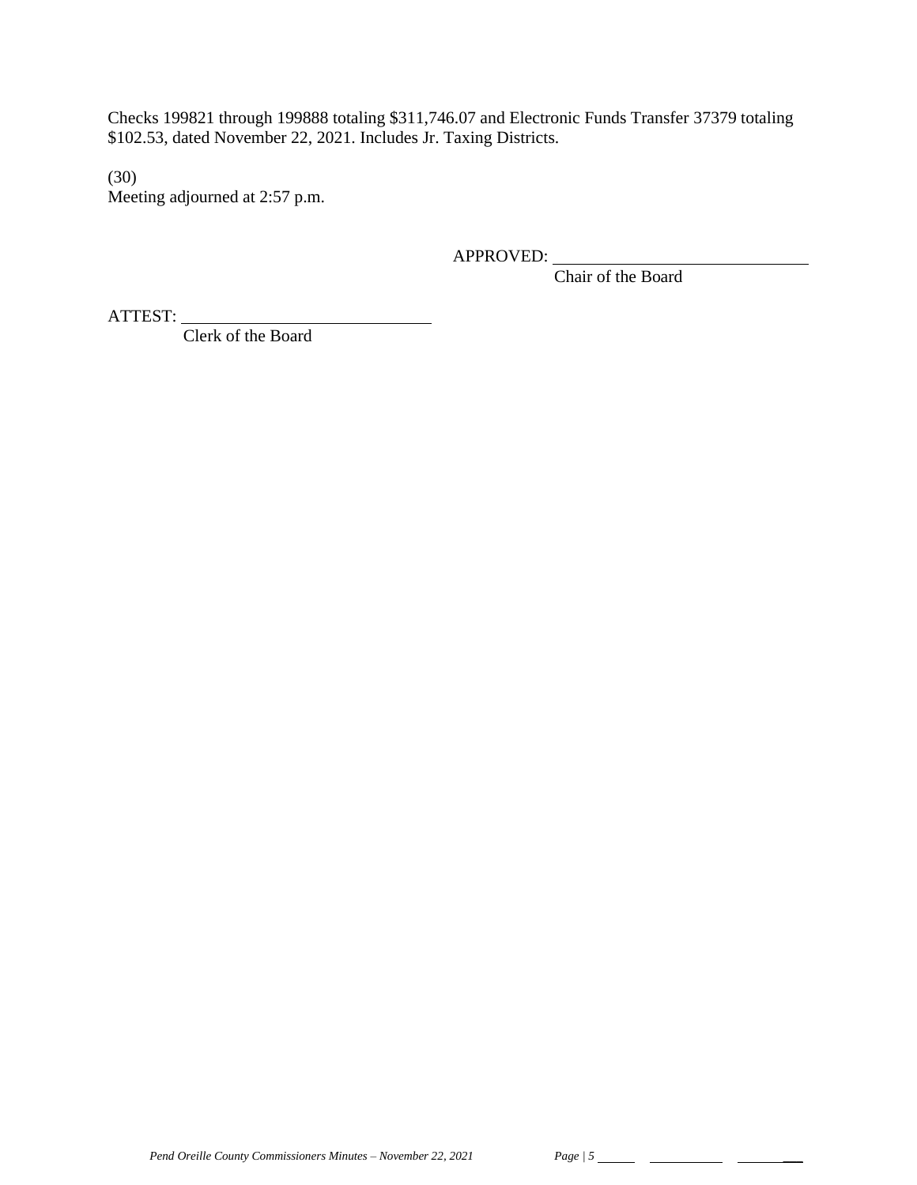Checks 199821 through 199888 totaling $311,746.07 and Electronic Funds Transfer 37379 totaling $102.53, dated November 22, 2021. Includes Jr. Taxing Districts.

(30)
Meeting adjourned at 2:57 p.m.

APPROVED: ______________________________
Chair of the Board

ATTEST: ______________________________
Clerk of the Board